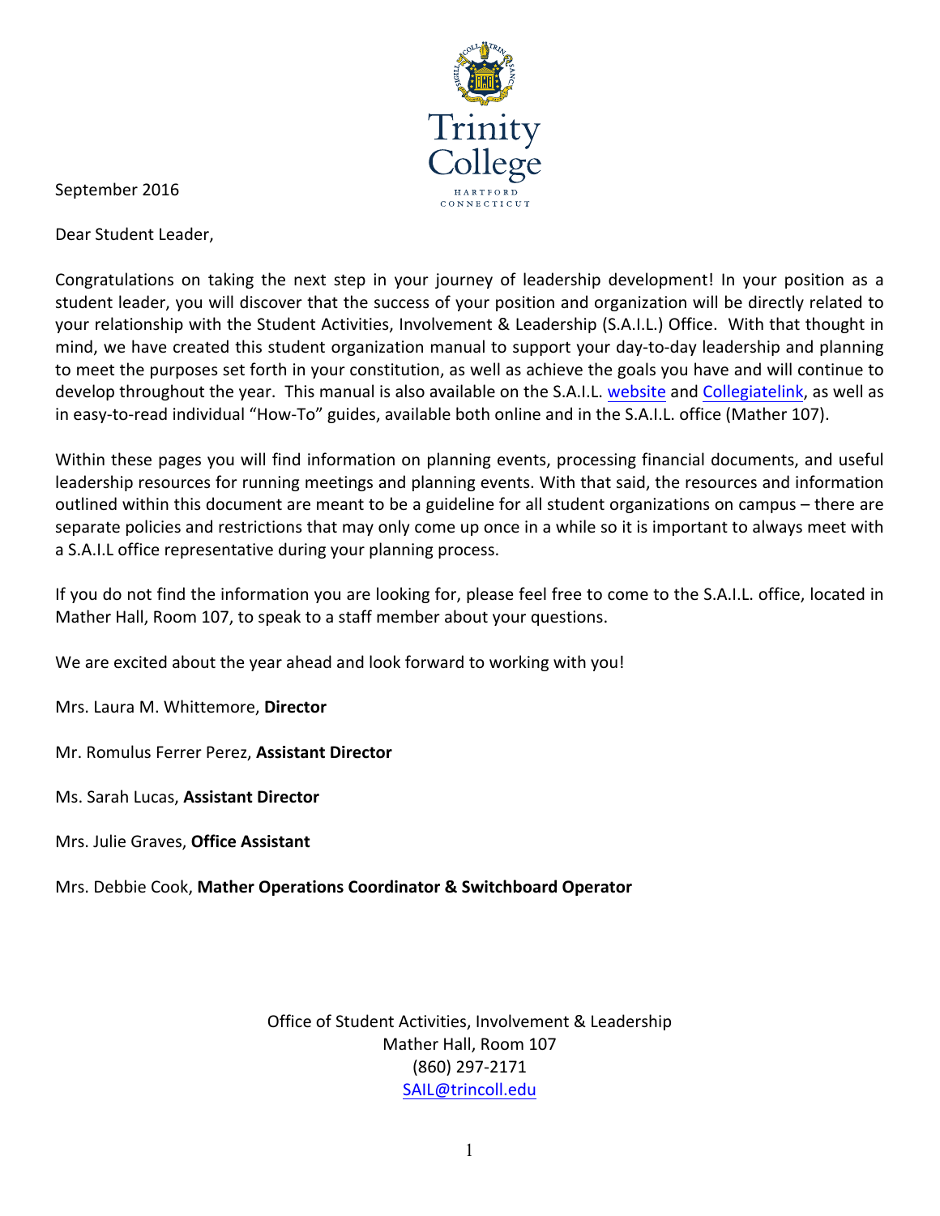Trinity College

HARTFORD CONNECTICUT

September 2016

Dear Student Leader,

Congratulations on taking the next step in your journey of leadership development! In your position as a student leader, you will discover that the success of your position and organization will be directly related to your relationship with the Student Activities, Involvement & Leadership (S.A.I.L.) Office. With that thought in mind, we have created this student organization manual to support your day-to-day leadership and planning to meet the purposes set forth in your constitution, as well as achieve the goals you have and will continue to develop throughout the year. This manual is also available on the S.A.I.L. website and Collegiatelink, as well as in easy-to-read individual "How-To" guides, available both online and in the S.A.I.L. office (Mather 107).

Within these pages you will find information on planning events, processing financial documents, and useful leadership resources for running meetings and planning events. With that said, the resources and information outlined within this document are meant to be a guideline for all student organizations on campus – there are separate policies and restrictions that may only come up once in a while so it is important to always meet with a S.A.I.L office representative during your planning process.

If you do not find the information you are looking for, please feel free to come to the S.A.I.L. office, located in Mather Hall, Room 107, to speak to a staff member about your questions.

We are excited about the year ahead and look forward to working with you!

Mrs. Laura M. Whittemore, **Director**

Mr. Romulus Ferrer Perez, **Assistant Director**

Ms. Sarah Lucas, **Assistant Director**

Mrs. Julie Graves, **Office Assistant**

Mrs. Debbie Cook, **Mather Operations Coordinator & Switchboard Operator**

Office of Student Activities, Involvement & Leadership
Mather Hall, Room 107
(860) 297-2171
SAIL@trincoll.edu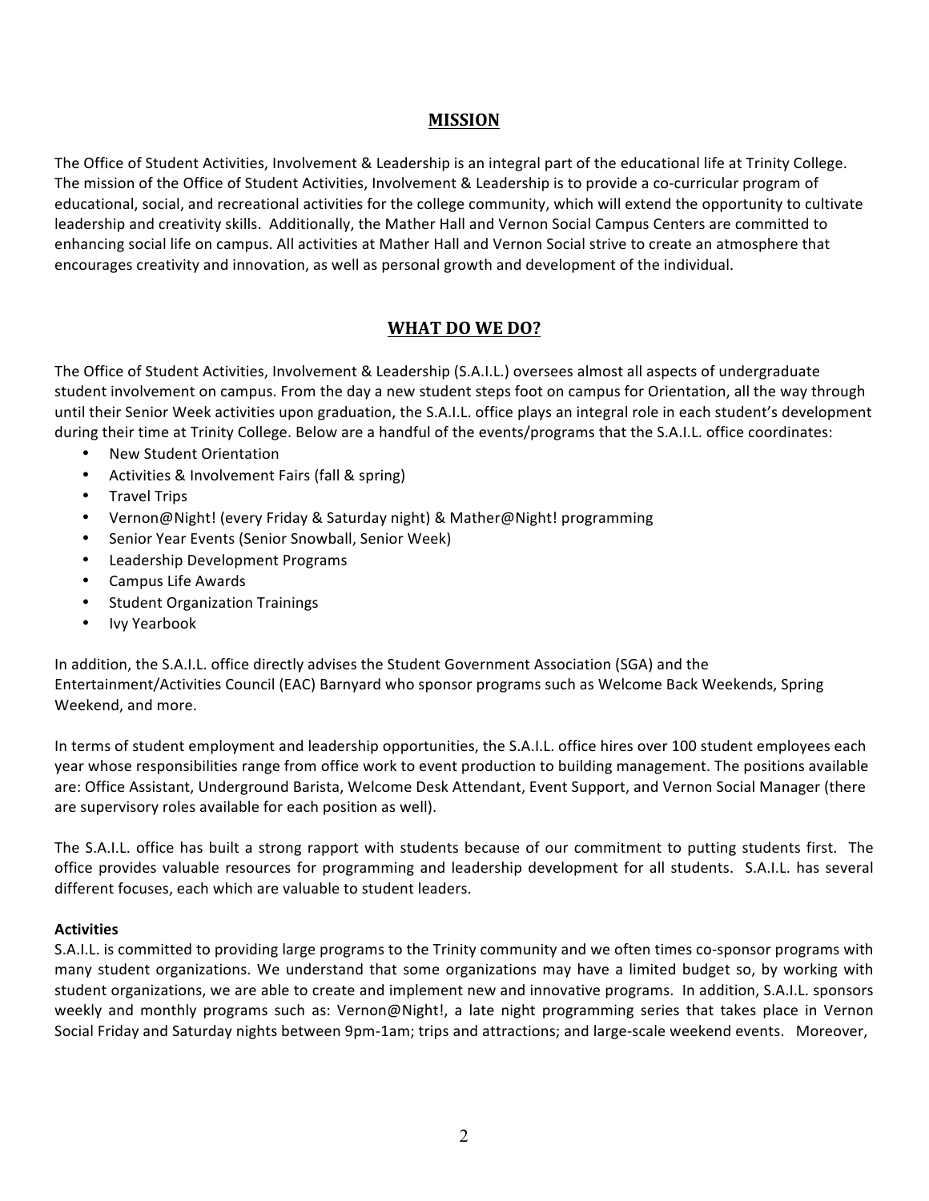## MISSION

The Office of Student Activities, Involvement & Leadership is an integral part of the educational life at Trinity College. The mission of the Office of Student Activities, Involvement & Leadership is to provide a co-curricular program of educational, social, and recreational activities for the college community, which will extend the opportunity to cultivate leadership and creativity skills. Additionally, the Mather Hall and Vernon Social Campus Centers are committed to enhancing social life on campus. All activities at Mather Hall and Vernon Social strive to create an atmosphere that encourages creativity and innovation, as well as personal growth and development of the individual.

## WHAT DO WE DO?

The Office of Student Activities, Involvement & Leadership (S.A.I.L.) oversees almost all aspects of undergraduate student involvement on campus. From the day a new student steps foot on campus for Orientation, all the way through until their Senior Week activities upon graduation, the S.A.I.L. office plays an integral role in each student's development during their time at Trinity College. Below are a handful of the events/programs that the S.A.I.L. office coordinates:

- New Student Orientation
- Activities & Involvement Fairs (fall & spring)
- Travel Trips
- Vernon@Night! (every Friday & Saturday night) & Mather@Night! programming
- Senior Year Events (Senior Snowball, Senior Week)
- Leadership Development Programs
- Campus Life Awards
- Student Organization Trainings
- Ivy Yearbook

In addition, the S.A.I.L. office directly advises the Student Government Association (SGA) and the Entertainment/Activities Council (EAC) Barnyard who sponsor programs such as Welcome Back Weekends, Spring Weekend, and more.

In terms of student employment and leadership opportunities, the S.A.I.L. office hires over 100 student employees each year whose responsibilities range from office work to event production to building management. The positions available are: Office Assistant, Underground Barista, Welcome Desk Attendant, Event Support, and Vernon Social Manager (there are supervisory roles available for each position as well).

The S.A.I.L. office has built a strong rapport with students because of our commitment to putting students first. The office provides valuable resources for programming and leadership development for all students. S.A.I.L. has several different focuses, each which are valuable to student leaders.

**Activities**

S.A.I.L. is committed to providing large programs to the Trinity community and we often times co-sponsor programs with many student organizations. We understand that some organizations may have a limited budget so, by working with student organizations, we are able to create and implement new and innovative programs. In addition, S.A.I.L. sponsors weekly and monthly programs such as: Vernon@Night!, a late night programming series that takes place in Vernon Social Friday and Saturday nights between 9pm-1am; trips and attractions; and large-scale weekend events. Moreover,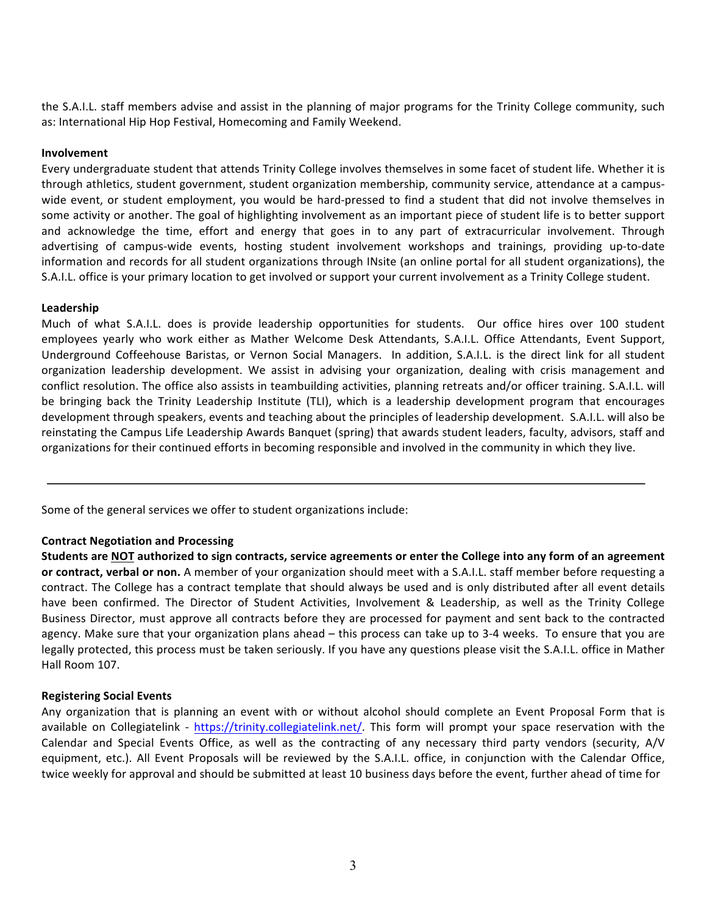the S.A.I.L. staff members advise and assist in the planning of major programs for the Trinity College community, such as: International Hip Hop Festival, Homecoming and Family Weekend.

**Involvement**

Every undergraduate student that attends Trinity College involves themselves in some facet of student life. Whether it is through athletics, student government, student organization membership, community service, attendance at a campus-wide event, or student employment, you would be hard-pressed to find a student that did not involve themselves in some activity or another. The goal of highlighting involvement as an important piece of student life is to better support and acknowledge the time, effort and energy that goes in to any part of extracurricular involvement. Through advertising of campus-wide events, hosting student involvement workshops and trainings, providing up-to-date information and records for all student organizations through INsite (an online portal for all student organizations), the S.A.I.L. office is your primary location to get involved or support your current involvement as a Trinity College student.

**Leadership**

Much of what S.A.I.L. does is provide leadership opportunities for students. Our office hires over 100 student employees yearly who work either as Mather Welcome Desk Attendants, S.A.I.L. Office Attendants, Event Support, Underground Coffeehouse Baristas, or Vernon Social Managers. In addition, S.A.I.L. is the direct link for all student organization leadership development. We assist in advising your organization, dealing with crisis management and conflict resolution. The office also assists in teambuilding activities, planning retreats and/or officer training. S.A.I.L. will be bringing back the Trinity Leadership Institute (TLI), which is a leadership development program that encourages development through speakers, events and teaching about the principles of leadership development. S.A.I.L. will also be reinstating the Campus Life Leadership Awards Banquet (spring) that awards student leaders, faculty, advisors, staff and organizations for their continued efforts in becoming responsible and involved in the community in which they live.

---

Some of the general services we offer to student organizations include:

**Contract Negotiation and Processing**

**Students are <u>NOT</u> authorized to sign contracts, service agreements or enter the College into any form of an agreement or contract, verbal or non.** A member of your organization should meet with a S.A.I.L. staff member before requesting a contract. The College has a contract template that should always be used and is only distributed after all event details have been confirmed. The Director of Student Activities, Involvement & Leadership, as well as the Trinity College Business Director, must approve all contracts before they are processed for payment and sent back to the contracted agency. Make sure that your organization plans ahead – this process can take up to 3-4 weeks. To ensure that you are legally protected, this process must be taken seriously. If you have any questions please visit the S.A.I.L. office in Mather Hall Room 107.

**Registering Social Events**

Any organization that is planning an event with or without alcohol should complete an Event Proposal Form that is available on Collegiatelink - https://trinity.collegiatelink.net/. This form will prompt your space reservation with the Calendar and Special Events Office, as well as the contracting of any necessary third party vendors (security, A/V equipment, etc.). All Event Proposals will be reviewed by the S.A.I.L. office, in conjunction with the Calendar Office, twice weekly for approval and should be submitted at least 10 business days before the event, further ahead of time for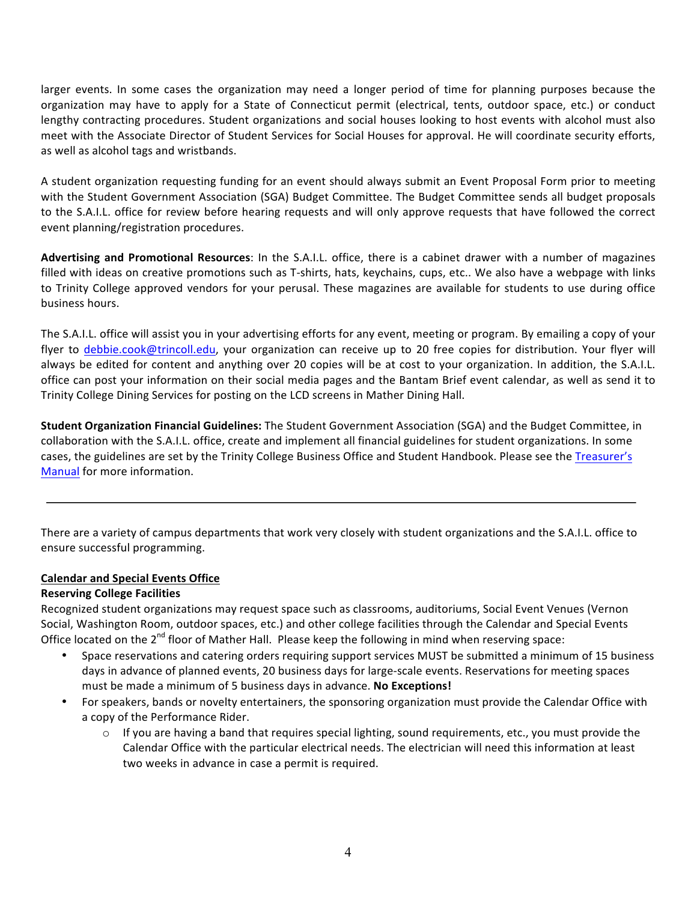larger events. In some cases the organization may need a longer period of time for planning purposes because the organization may have to apply for a State of Connecticut permit (electrical, tents, outdoor space, etc.) or conduct lengthy contracting procedures. Student organizations and social houses looking to host events with alcohol must also meet with the Associate Director of Student Services for Social Houses for approval. He will coordinate security efforts, as well as alcohol tags and wristbands.

A student organization requesting funding for an event should always submit an Event Proposal Form prior to meeting with the Student Government Association (SGA) Budget Committee. The Budget Committee sends all budget proposals to the S.A.I.L. office for review before hearing requests and will only approve requests that have followed the correct event planning/registration procedures.

**Advertising and Promotional Resources**: In the S.A.I.L. office, there is a cabinet drawer with a number of magazines filled with ideas on creative promotions such as T-shirts, hats, keychains, cups, etc.. We also have a webpage with links to Trinity College approved vendors for your perusal. These magazines are available for students to use during office business hours.

The S.A.I.L. office will assist you in your advertising efforts for any event, meeting or program. By emailing a copy of your flyer to debbie.cook@trincoll.edu, your organization can receive up to 20 free copies for distribution. Your flyer will always be edited for content and anything over 20 copies will be at cost to your organization. In addition, the S.A.I.L. office can post your information on their social media pages and the Bantam Brief event calendar, as well as send it to Trinity College Dining Services for posting on the LCD screens in Mather Dining Hall.

**Student Organization Financial Guidelines:** The Student Government Association (SGA) and the Budget Committee, in collaboration with the S.A.I.L. office, create and implement all financial guidelines for student organizations. In some cases, the guidelines are set by the Trinity College Business Office and Student Handbook. Please see the Treasurer's Manual for more information.

---

There are a variety of campus departments that work very closely with student organizations and the S.A.I.L. office to ensure successful programming.

## Calendar and Special Events Office

**Reserving College Facilities**

Recognized student organizations may request space such as classrooms, auditoriums, Social Event Venues (Vernon Social, Washington Room, outdoor spaces, etc.) and other college facilities through the Calendar and Special Events Office located on the 2nd floor of Mather Hall. Please keep the following in mind when reserving space:

- Space reservations and catering orders requiring support services MUST be submitted a minimum of 15 business days in advance of planned events, 20 business days for large-scale events. Reservations for meeting spaces must be made a minimum of 5 business days in advance. **No Exceptions!**
- For speakers, bands or novelty entertainers, the sponsoring organization must provide the Calendar Office with a copy of the Performance Rider.
  - If you are having a band that requires special lighting, sound requirements, etc., you must provide the Calendar Office with the particular electrical needs. The electrician will need this information at least two weeks in advance in case a permit is required.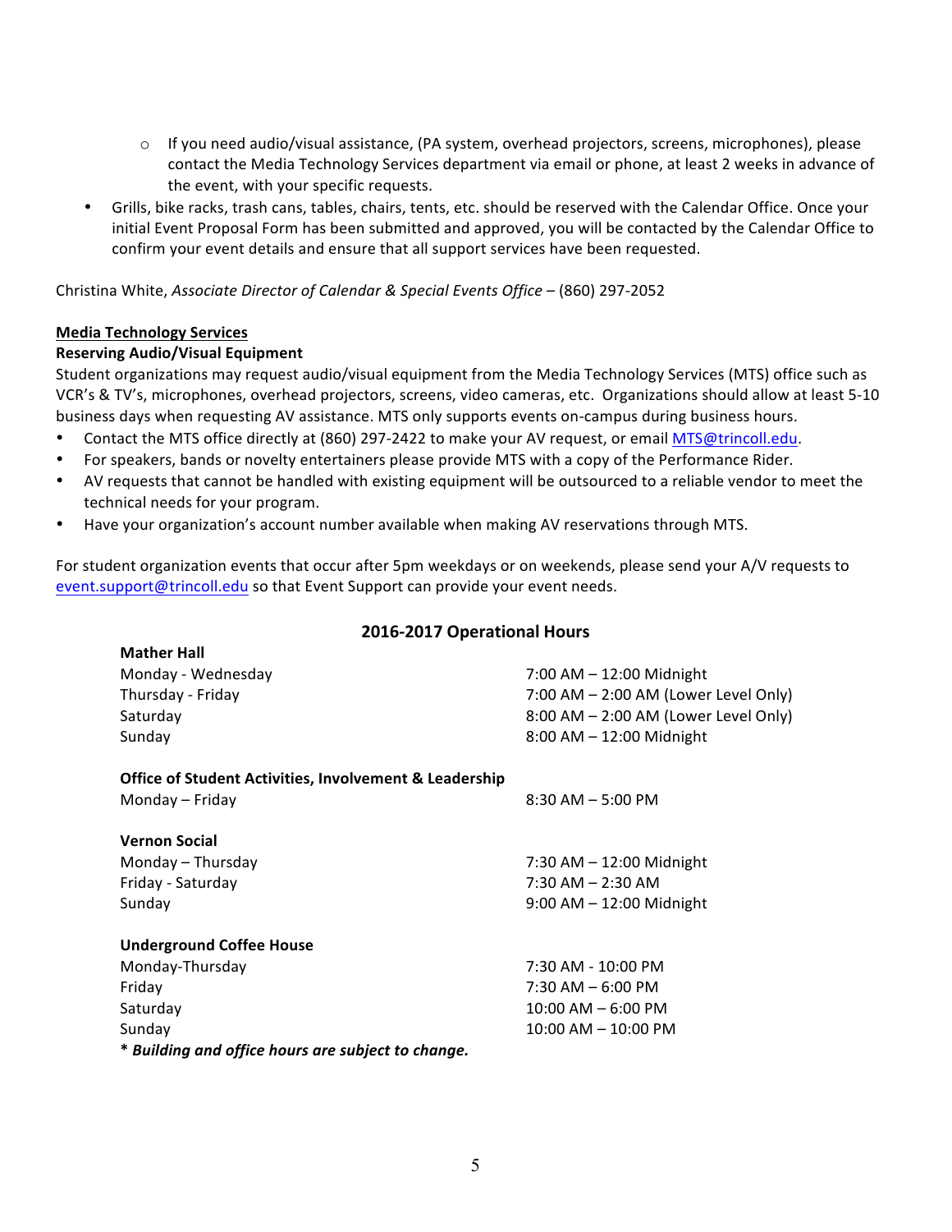- If you need audio/visual assistance, (PA system, overhead projectors, screens, microphones), please contact the Media Technology Services department via email or phone, at least 2 weeks in advance of the event, with your specific requests.
- Grills, bike racks, trash cans, tables, chairs, tents, etc. should be reserved with the Calendar Office. Once your initial Event Proposal Form has been submitted and approved, you will be contacted by the Calendar Office to confirm your event details and ensure that all support services have been requested.

Christina White, *Associate Director of Calendar & Special Events Office* – (860) 297-2052

**Media Technology Services**

**Reserving Audio/Visual Equipment**

Student organizations may request audio/visual equipment from the Media Technology Services (MTS) office such as VCR's & TV's, microphones, overhead projectors, screens, video cameras, etc. Organizations should allow at least 5-10 business days when requesting AV assistance. MTS only supports events on-campus during business hours.

- Contact the MTS office directly at (860) 297-2422 to make your AV request, or email MTS@trincoll.edu.
- For speakers, bands or novelty entertainers please provide MTS with a copy of the Performance Rider.
- AV requests that cannot be handled with existing equipment will be outsourced to a reliable vendor to meet the technical needs for your program.
- Have your organization's account number available when making AV reservations through MTS.

For student organization events that occur after 5pm weekdays or on weekends, please send your A/V requests to event.support@trincoll.edu so that Event Support can provide your event needs.

## 2016-2017 Operational Hours

**Mather Hall**

| | |
|---|---|
| Monday - Wednesday | 7:00 AM – 12:00 Midnight |
| Thursday - Friday | 7:00 AM – 2:00 AM (Lower Level Only) |
| Saturday | 8:00 AM – 2:00 AM (Lower Level Only) |
| Sunday | 8:00 AM – 12:00 Midnight |

**Office of Student Activities, Involvement & Leadership**

| | |
|---|---|
| Monday – Friday | 8:30 AM – 5:00 PM |

**Vernon Social**

| | |
|---|---|
| Monday – Thursday | 7:30 AM – 12:00 Midnight |
| Friday - Saturday | 7:30 AM – 2:30 AM |
| Sunday | 9:00 AM – 12:00 Midnight |

**Underground Coffee House**

| | |
|---|---|
| Monday-Thursday | 7:30 AM - 10:00 PM |
| Friday | 7:30 AM – 6:00 PM |
| Saturday | 10:00 AM – 6:00 PM |
| Sunday | 10:00 AM – 10:00 PM |

***\* Building and office hours are subject to change.***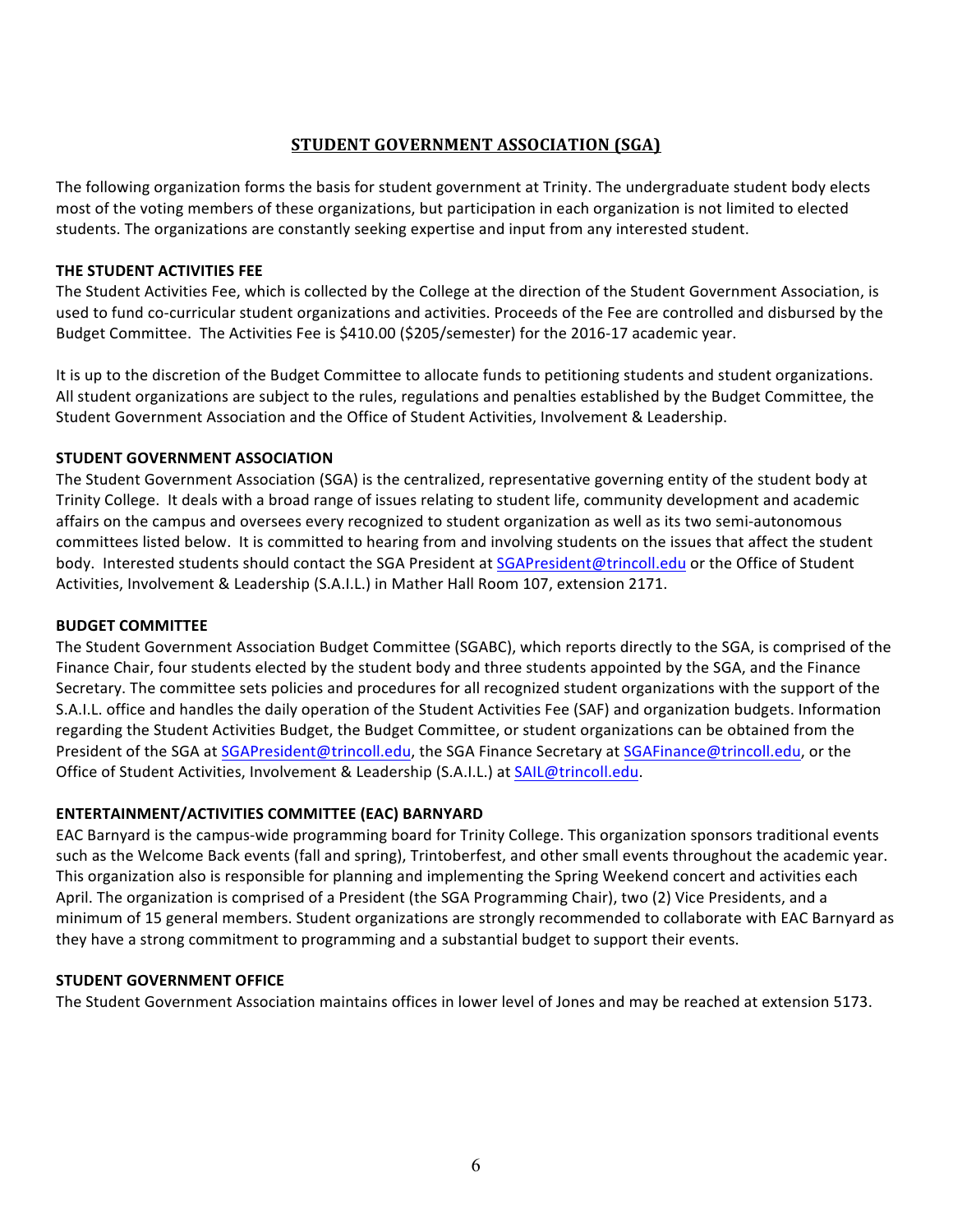# STUDENT GOVERNMENT ASSOCIATION (SGA)

The following organization forms the basis for student government at Trinity. The undergraduate student body elects most of the voting members of these organizations, but participation in each organization is not limited to elected students. The organizations are constantly seeking expertise and input from any interested student.

### THE STUDENT ACTIVITIES FEE

The Student Activities Fee, which is collected by the College at the direction of the Student Government Association, is used to fund co-curricular student organizations and activities. Proceeds of the Fee are controlled and disbursed by the Budget Committee. The Activities Fee is $410.00 ($205/semester) for the 2016-17 academic year.

It is up to the discretion of the Budget Committee to allocate funds to petitioning students and student organizations. All student organizations are subject to the rules, regulations and penalties established by the Budget Committee, the Student Government Association and the Office of Student Activities, Involvement & Leadership.

### STUDENT GOVERNMENT ASSOCIATION

The Student Government Association (SGA) is the centralized, representative governing entity of the student body at Trinity College. It deals with a broad range of issues relating to student life, community development and academic affairs on the campus and oversees every recognized to student organization as well as its two semi-autonomous committees listed below. It is committed to hearing from and involving students on the issues that affect the student body. Interested students should contact the SGA President at SGAPresident@trincoll.edu or the Office of Student Activities, Involvement & Leadership (S.A.I.L.) in Mather Hall Room 107, extension 2171.

### BUDGET COMMITTEE

The Student Government Association Budget Committee (SGABC), which reports directly to the SGA, is comprised of the Finance Chair, four students elected by the student body and three students appointed by the SGA, and the Finance Secretary. The committee sets policies and procedures for all recognized student organizations with the support of the S.A.I.L. office and handles the daily operation of the Student Activities Fee (SAF) and organization budgets. Information regarding the Student Activities Budget, the Budget Committee, or student organizations can be obtained from the President of the SGA at SGAPresident@trincoll.edu, the SGA Finance Secretary at SGAFinance@trincoll.edu, or the Office of Student Activities, Involvement & Leadership (S.A.I.L.) at SAIL@trincoll.edu.

### ENTERTAINMENT/ACTIVITIES COMMITTEE (EAC) BARNYARD

EAC Barnyard is the campus-wide programming board for Trinity College. This organization sponsors traditional events such as the Welcome Back events (fall and spring), Trintoberfest, and other small events throughout the academic year. This organization also is responsible for planning and implementing the Spring Weekend concert and activities each April. The organization is comprised of a President (the SGA Programming Chair), two (2) Vice Presidents, and a minimum of 15 general members. Student organizations are strongly recommended to collaborate with EAC Barnyard as they have a strong commitment to programming and a substantial budget to support their events.

### STUDENT GOVERNMENT OFFICE

The Student Government Association maintains offices in lower level of Jones and may be reached at extension 5173.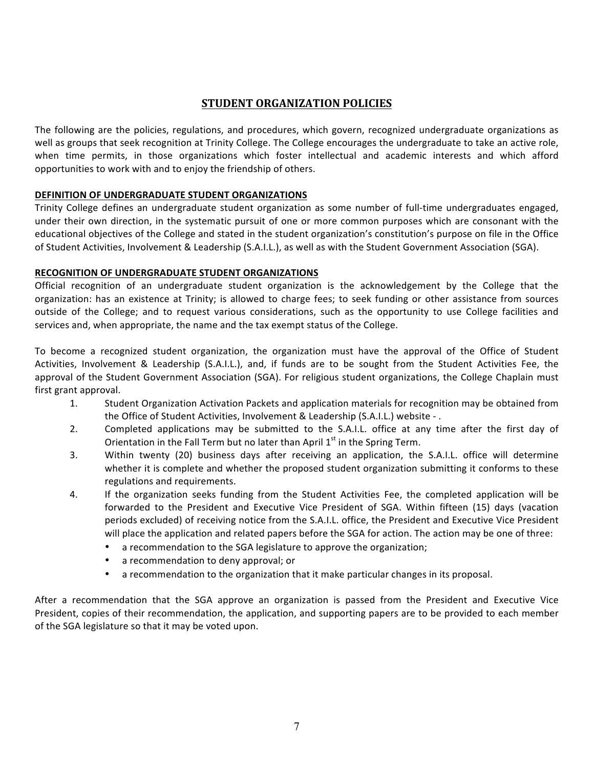## STUDENT ORGANIZATION POLICIES

The following are the policies, regulations, and procedures, which govern, recognized undergraduate organizations as well as groups that seek recognition at Trinity College. The College encourages the undergraduate to take an active role, when time permits, in those organizations which foster intellectual and academic interests and which afford opportunities to work with and to enjoy the friendship of others.

### DEFINITION OF UNDERGRADUATE STUDENT ORGANIZATIONS

Trinity College defines an undergraduate student organization as some number of full-time undergraduates engaged, under their own direction, in the systematic pursuit of one or more common purposes which are consonant with the educational objectives of the College and stated in the student organization's constitution's purpose on file in the Office of Student Activities, Involvement & Leadership (S.A.I.L.), as well as with the Student Government Association (SGA).

### RECOGNITION OF UNDERGRADUATE STUDENT ORGANIZATIONS

Official recognition of an undergraduate student organization is the acknowledgement by the College that the organization: has an existence at Trinity; is allowed to charge fees; to seek funding or other assistance from sources outside of the College; and to request various considerations, such as the opportunity to use College facilities and services and, when appropriate, the name and the tax exempt status of the College.

To become a recognized student organization, the organization must have the approval of the Office of Student Activities, Involvement & Leadership (S.A.I.L.), and, if funds are to be sought from the Student Activities Fee, the approval of the Student Government Association (SGA). For religious student organizations, the College Chaplain must first grant approval.

1. Student Organization Activation Packets and application materials for recognition may be obtained from the Office of Student Activities, Involvement & Leadership (S.A.I.L.) website - .
2. Completed applications may be submitted to the S.A.I.L. office at any time after the first day of Orientation in the Fall Term but no later than April 1st in the Spring Term.
3. Within twenty (20) business days after receiving an application, the S.A.I.L. office will determine whether it is complete and whether the proposed student organization submitting it conforms to these regulations and requirements.
4. If the organization seeks funding from the Student Activities Fee, the completed application will be forwarded to the President and Executive Vice President of SGA. Within fifteen (15) days (vacation periods excluded) of receiving notice from the S.A.I.L. office, the President and Executive Vice President will place the application and related papers before the SGA for action. The action may be one of three:
   - a recommendation to the SGA legislature to approve the organization;
   - a recommendation to deny approval; or
   - a recommendation to the organization that it make particular changes in its proposal.

After a recommendation that the SGA approve an organization is passed from the President and Executive Vice President, copies of their recommendation, the application, and supporting papers are to be provided to each member of the SGA legislature so that it may be voted upon.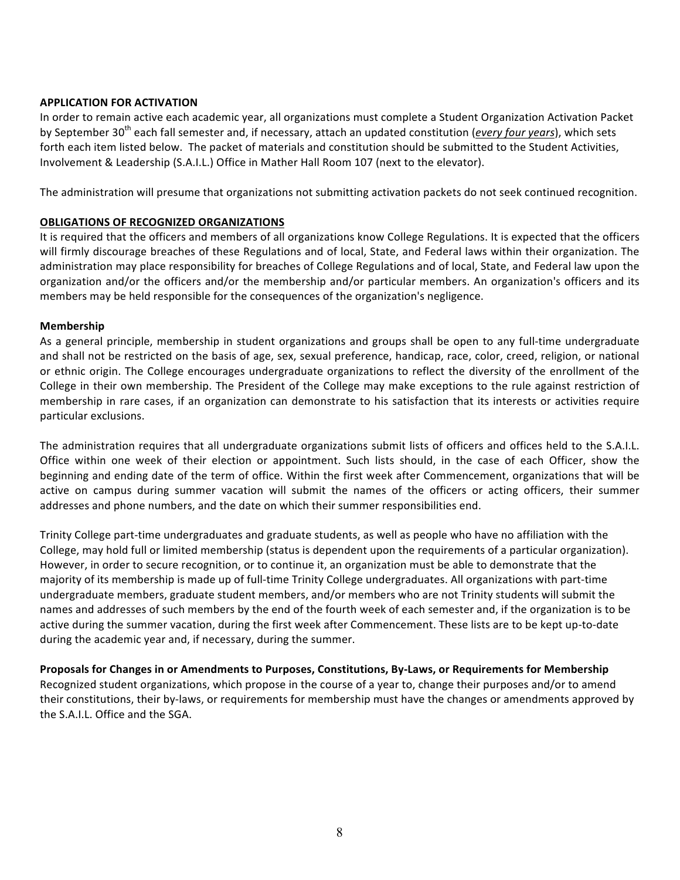**APPLICATION FOR ACTIVATION**

In order to remain active each academic year, all organizations must complete a Student Organization Activation Packet by September 30th each fall semester and, if necessary, attach an updated constitution (***every four years***), which sets forth each item listed below. The packet of materials and constitution should be submitted to the Student Activities, Involvement & Leadership (S.A.I.L.) Office in Mather Hall Room 107 (next to the elevator).

The administration will presume that organizations not submitting activation packets do not seek continued recognition.

**OBLIGATIONS OF RECOGNIZED ORGANIZATIONS**

It is required that the officers and members of all organizations know College Regulations. It is expected that the officers will firmly discourage breaches of these Regulations and of local, State, and Federal laws within their organization. The administration may place responsibility for breaches of College Regulations and of local, State, and Federal law upon the organization and/or the officers and/or the membership and/or particular members. An organization's officers and its members may be held responsible for the consequences of the organization's negligence.

**Membership**

As a general principle, membership in student organizations and groups shall be open to any full-time undergraduate and shall not be restricted on the basis of age, sex, sexual preference, handicap, race, color, creed, religion, or national or ethnic origin. The College encourages undergraduate organizations to reflect the diversity of the enrollment of the College in their own membership. The President of the College may make exceptions to the rule against restriction of membership in rare cases, if an organization can demonstrate to his satisfaction that its interests or activities require particular exclusions.

The administration requires that all undergraduate organizations submit lists of officers and offices held to the S.A.I.L. Office within one week of their election or appointment. Such lists should, in the case of each Officer, show the beginning and ending date of the term of office. Within the first week after Commencement, organizations that will be active on campus during summer vacation will submit the names of the officers or acting officers, their summer addresses and phone numbers, and the date on which their summer responsibilities end.

Trinity College part-time undergraduates and graduate students, as well as people who have no affiliation with the College, may hold full or limited membership (status is dependent upon the requirements of a particular organization). However, in order to secure recognition, or to continue it, an organization must be able to demonstrate that the majority of its membership is made up of full-time Trinity College undergraduates. All organizations with part-time undergraduate members, graduate student members, and/or members who are not Trinity students will submit the names and addresses of such members by the end of the fourth week of each semester and, if the organization is to be active during the summer vacation, during the first week after Commencement. These lists are to be kept up-to-date during the academic year and, if necessary, during the summer.

**Proposals for Changes in or Amendments to Purposes, Constitutions, By-Laws, or Requirements for Membership**

Recognized student organizations, which propose in the course of a year to, change their purposes and/or to amend their constitutions, their by-laws, or requirements for membership must have the changes or amendments approved by the S.A.I.L. Office and the SGA.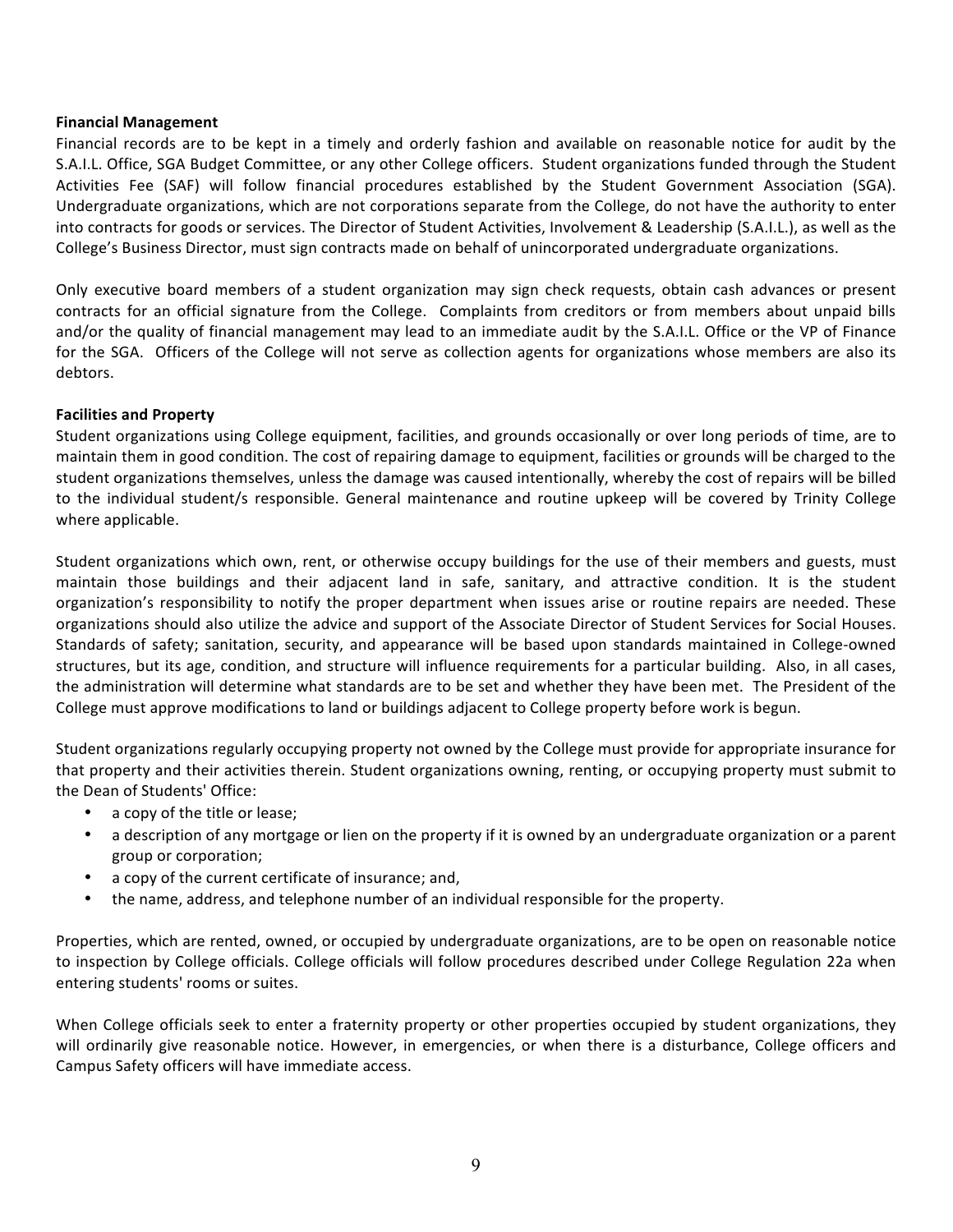**Financial Management**

Financial records are to be kept in a timely and orderly fashion and available on reasonable notice for audit by the S.A.I.L. Office, SGA Budget Committee, or any other College officers. Student organizations funded through the Student Activities Fee (SAF) will follow financial procedures established by the Student Government Association (SGA). Undergraduate organizations, which are not corporations separate from the College, do not have the authority to enter into contracts for goods or services. The Director of Student Activities, Involvement & Leadership (S.A.I.L.), as well as the College's Business Director, must sign contracts made on behalf of unincorporated undergraduate organizations.

Only executive board members of a student organization may sign check requests, obtain cash advances or present contracts for an official signature from the College. Complaints from creditors or from members about unpaid bills and/or the quality of financial management may lead to an immediate audit by the S.A.I.L. Office or the VP of Finance for the SGA. Officers of the College will not serve as collection agents for organizations whose members are also its debtors.

**Facilities and Property**

Student organizations using College equipment, facilities, and grounds occasionally or over long periods of time, are to maintain them in good condition. The cost of repairing damage to equipment, facilities or grounds will be charged to the student organizations themselves, unless the damage was caused intentionally, whereby the cost of repairs will be billed to the individual student/s responsible. General maintenance and routine upkeep will be covered by Trinity College where applicable.

Student organizations which own, rent, or otherwise occupy buildings for the use of their members and guests, must maintain those buildings and their adjacent land in safe, sanitary, and attractive condition. It is the student organization's responsibility to notify the proper department when issues arise or routine repairs are needed. These organizations should also utilize the advice and support of the Associate Director of Student Services for Social Houses. Standards of safety; sanitation, security, and appearance will be based upon standards maintained in College-owned structures, but its age, condition, and structure will influence requirements for a particular building. Also, in all cases, the administration will determine what standards are to be set and whether they have been met. The President of the College must approve modifications to land or buildings adjacent to College property before work is begun.

Student organizations regularly occupying property not owned by the College must provide for appropriate insurance for that property and their activities therein. Student organizations owning, renting, or occupying property must submit to the Dean of Students' Office:

- a copy of the title or lease;
- a description of any mortgage or lien on the property if it is owned by an undergraduate organization or a parent group or corporation;
- a copy of the current certificate of insurance; and,
- the name, address, and telephone number of an individual responsible for the property.

Properties, which are rented, owned, or occupied by undergraduate organizations, are to be open on reasonable notice to inspection by College officials. College officials will follow procedures described under College Regulation 22a when entering students' rooms or suites.

When College officials seek to enter a fraternity property or other properties occupied by student organizations, they will ordinarily give reasonable notice. However, in emergencies, or when there is a disturbance, College officers and Campus Safety officers will have immediate access.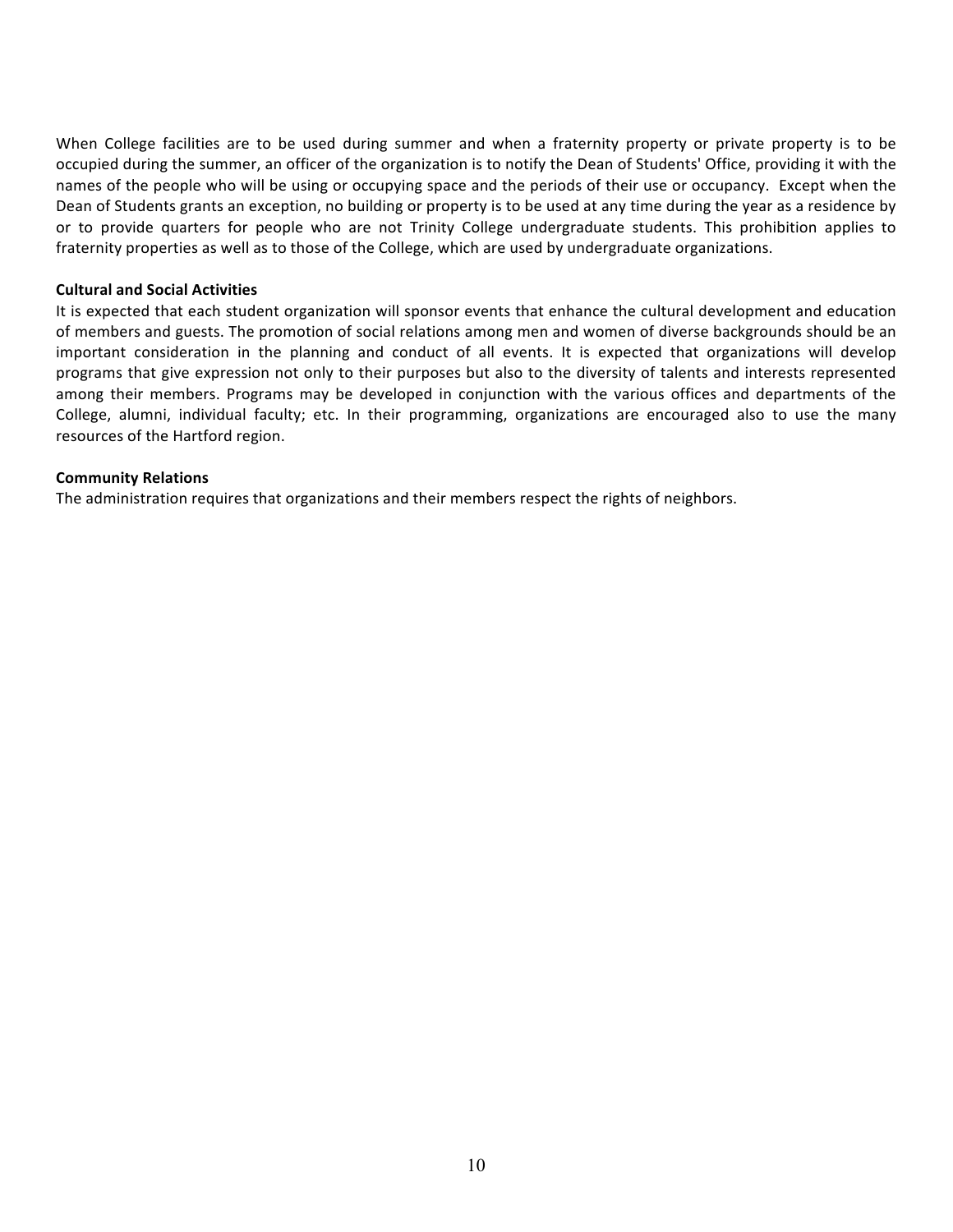When College facilities are to be used during summer and when a fraternity property or private property is to be occupied during the summer, an officer of the organization is to notify the Dean of Students' Office, providing it with the names of the people who will be using or occupying space and the periods of their use or occupancy.  Except when the Dean of Students grants an exception, no building or property is to be used at any time during the year as a residence by or to provide quarters for people who are not Trinity College undergraduate students. This prohibition applies to fraternity properties as well as to those of the College, which are used by undergraduate organizations.

**Cultural and Social Activities**

It is expected that each student organization will sponsor events that enhance the cultural development and education of members and guests. The promotion of social relations among men and women of diverse backgrounds should be an important consideration in the planning and conduct of all events. It is expected that organizations will develop programs that give expression not only to their purposes but also to the diversity of talents and interests represented among their members. Programs may be developed in conjunction with the various offices and departments of the College, alumni, individual faculty; etc. In their programming, organizations are encouraged also to use the many resources of the Hartford region.

**Community Relations**

The administration requires that organizations and their members respect the rights of neighbors.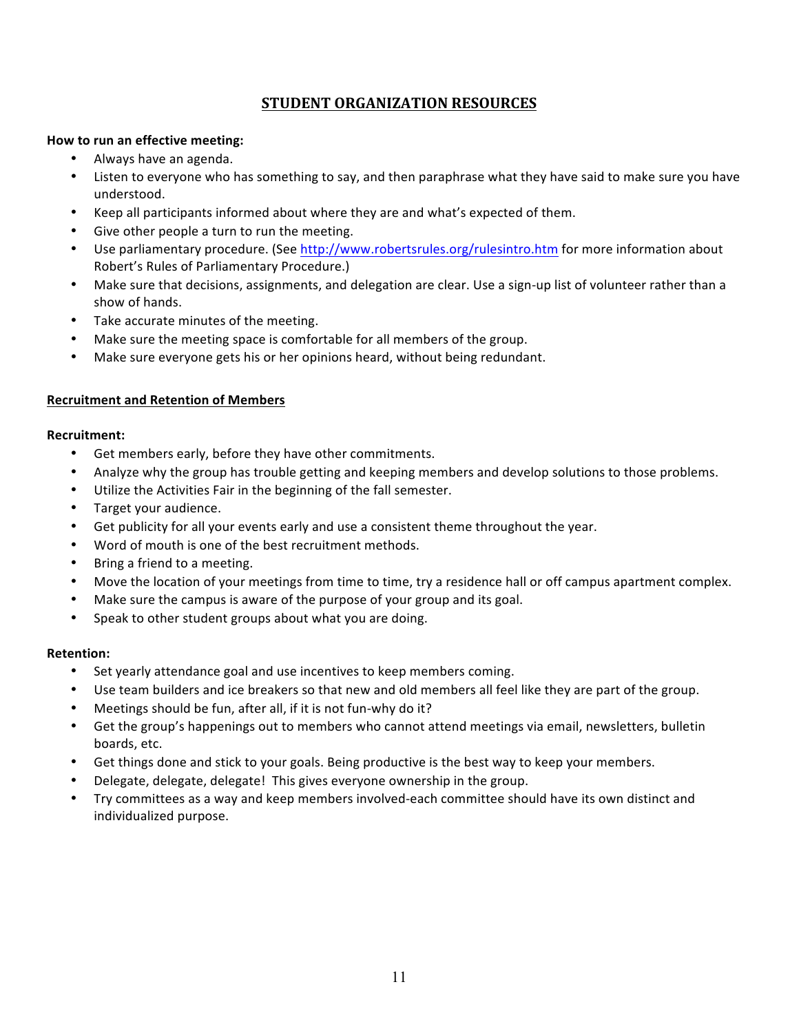# STUDENT ORGANIZATION RESOURCES

**How to run an effective meeting:**

- Always have an agenda.
- Listen to everyone who has something to say, and then paraphrase what they have said to make sure you have understood.
- Keep all participants informed about where they are and what's expected of them.
- Give other people a turn to run the meeting.
- Use parliamentary procedure. (See http://www.robertsrules.org/rulesintro.htm for more information about Robert's Rules of Parliamentary Procedure.)
- Make sure that decisions, assignments, and delegation are clear. Use a sign-up list of volunteer rather than a show of hands.
- Take accurate minutes of the meeting.
- Make sure the meeting space is comfortable for all members of the group.
- Make sure everyone gets his or her opinions heard, without being redundant.

## Recruitment and Retention of Members

**Recruitment:**

- Get members early, before they have other commitments.
- Analyze why the group has trouble getting and keeping members and develop solutions to those problems.
- Utilize the Activities Fair in the beginning of the fall semester.
- Target your audience.
- Get publicity for all your events early and use a consistent theme throughout the year.
- Word of mouth is one of the best recruitment methods.
- Bring a friend to a meeting.
- Move the location of your meetings from time to time, try a residence hall or off campus apartment complex.
- Make sure the campus is aware of the purpose of your group and its goal.
- Speak to other student groups about what you are doing.

**Retention:**

- Set yearly attendance goal and use incentives to keep members coming.
- Use team builders and ice breakers so that new and old members all feel like they are part of the group.
- Meetings should be fun, after all, if it is not fun-why do it?
- Get the group's happenings out to members who cannot attend meetings via email, newsletters, bulletin boards, etc.
- Get things done and stick to your goals. Being productive is the best way to keep your members.
- Delegate, delegate, delegate! This gives everyone ownership in the group.
- Try committees as a way and keep members involved-each committee should have its own distinct and individualized purpose.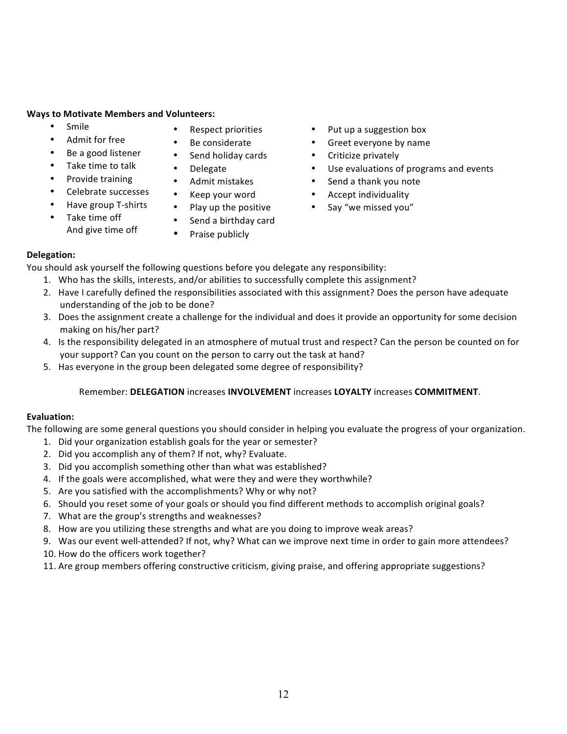**Ways to Motivate Members and Volunteers:**

- Smile
- Admit for free
- Be a good listener
- Take time to talk
- Provide training
- Celebrate successes
- Have group T-shirts
- Take time off
  And give time off
- Respect priorities
- Be considerate
- Send holiday cards
- Delegate
- Admit mistakes
- Keep your word
- Play up the positive
- Send a birthday card
- Praise publicly
- Put up a suggestion box
- Greet everyone by name
- Criticize privately
- Use evaluations of programs and events
- Send a thank you note
- Accept individuality
- Say "we missed you"

**Delegation:**

You should ask yourself the following questions before you delegate any responsibility:

1. Who has the skills, interests, and/or abilities to successfully complete this assignment?
2. Have I carefully defined the responsibilities associated with this assignment? Does the person have adequate understanding of the job to be done?
3. Does the assignment create a challenge for the individual and does it provide an opportunity for some decision making on his/her part?
4. Is the responsibility delegated in an atmosphere of mutual trust and respect? Can the person be counted on for your support? Can you count on the person to carry out the task at hand?
5. Has everyone in the group been delegated some degree of responsibility?

Remember: **DELEGATION** increases **INVOLVEMENT** increases **LOYALTY** increases **COMMITMENT**.

**Evaluation:**

The following are some general questions you should consider in helping you evaluate the progress of your organization.

1. Did your organization establish goals for the year or semester?
2. Did you accomplish any of them? If not, why? Evaluate.
3. Did you accomplish something other than what was established?
4. If the goals were accomplished, what were they and were they worthwhile?
5. Are you satisfied with the accomplishments? Why or why not?
6. Should you reset some of your goals or should you find different methods to accomplish original goals?
7. What are the group's strengths and weaknesses?
8. How are you utilizing these strengths and what are you doing to improve weak areas?
9. Was our event well-attended? If not, why? What can we improve next time in order to gain more attendees?
10. How do the officers work together?
11. Are group members offering constructive criticism, giving praise, and offering appropriate suggestions?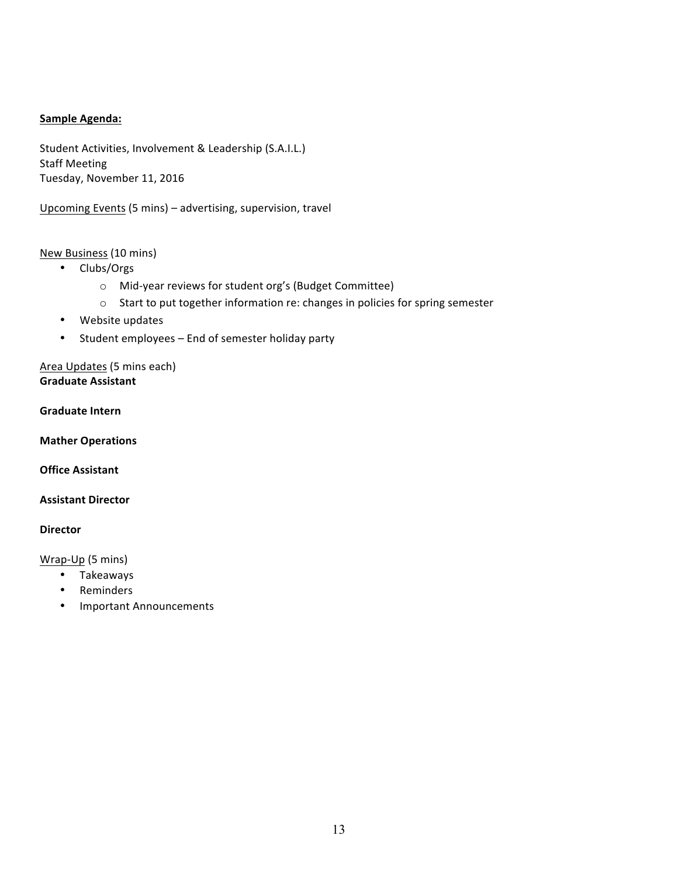**Sample Agenda:**

Student Activities, Involvement & Leadership (S.A.I.L.)
Staff Meeting
Tuesday, November 11, 2016

Upcoming Events (5 mins) – advertising, supervision, travel

New Business (10 mins)

- Clubs/Orgs
    - Mid-year reviews for student org's (Budget Committee)
    - Start to put together information re: changes in policies for spring semester
- Website updates
- Student employees – End of semester holiday party

Area Updates (5 mins each)

**Graduate Assistant**

**Graduate Intern**

**Mather Operations**

**Office Assistant**

**Assistant Director**

**Director**

Wrap-Up (5 mins)

- Takeaways
- Reminders
- Important Announcements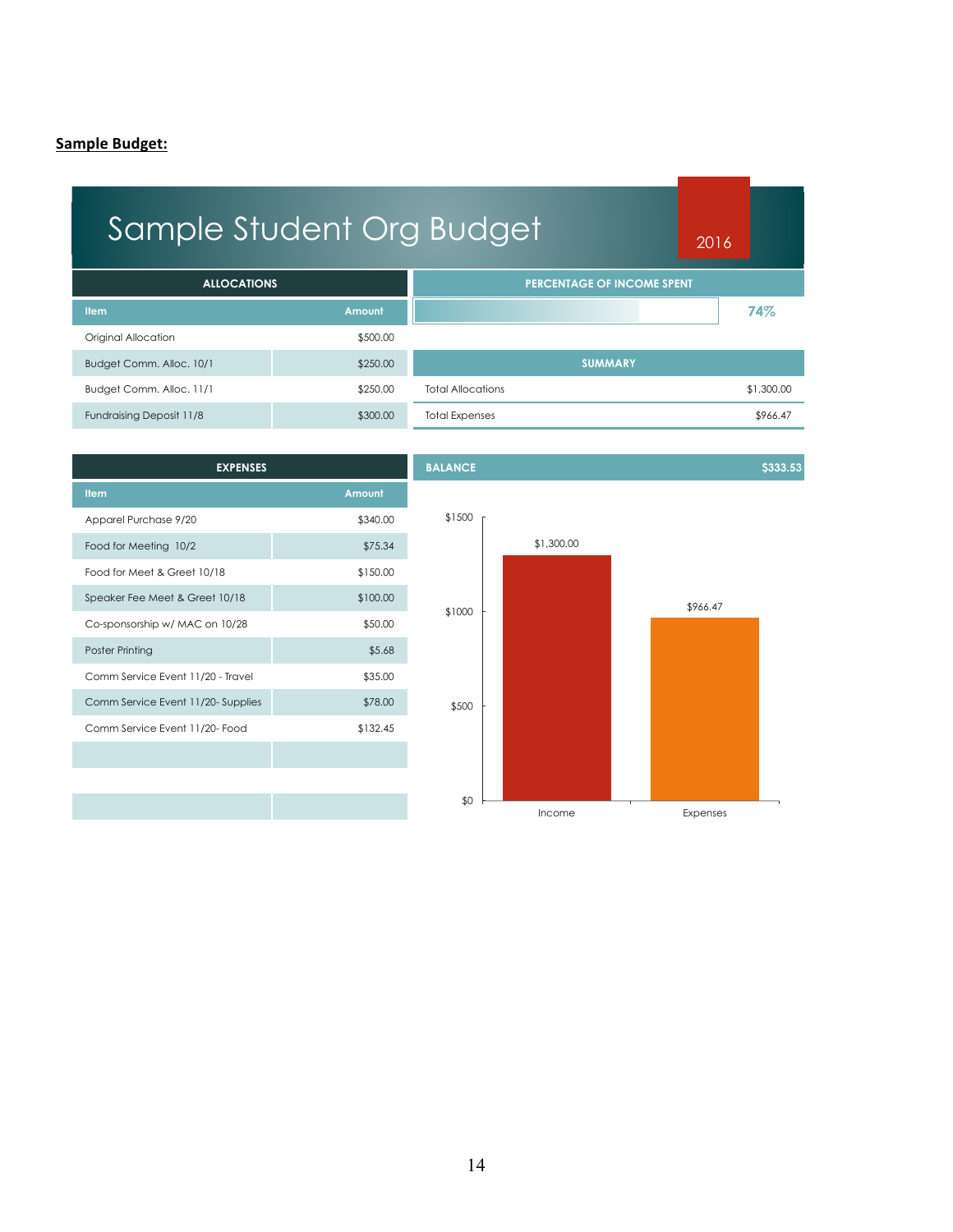**Sample Budget:**

# Sample Student Org Budget

2016

## ALLOCATIONS

| Item | Amount |
|---|---|
| Original Allocation | $500.00 |
| Budget Comm. Alloc. 10/1 | $250.00 |
| Budget Comm. Alloc. 11/1 | $250.00 |
| Fundraising Deposit 11/8 | $300.00 |

## PERCENTAGE OF INCOME SPENT

74%

## SUMMARY

| | |
|---|---|
| Total Allocations | $1,300.00 |
| Total Expenses | $966.47 |

## EXPENSES

| Item | Amount |
|---|---|
| Apparel Purchase 9/20 | $340.00 |
| Food for Meeting 10/2 | $75.34 |
| Food for Meet & Greet 10/18 | $150.00 |
| Speaker Fee Meet & Greet 10/18 | $100.00 |
| Co-sponsorship w/ MAC on 10/28 | $50.00 |
| Poster Printing | $5.68 |
| Comm Service Event 11/20 - Travel | $35.00 |
| Comm Service Event 11/20- Supplies | $78.00 |
| Comm Service Event 11/20- Food | $132.45 |
| | |
| | |
| | |

## BALANCE $333.53

$1500
$1000
$500
$0
$1,300.00
$966.47
Income
Expenses